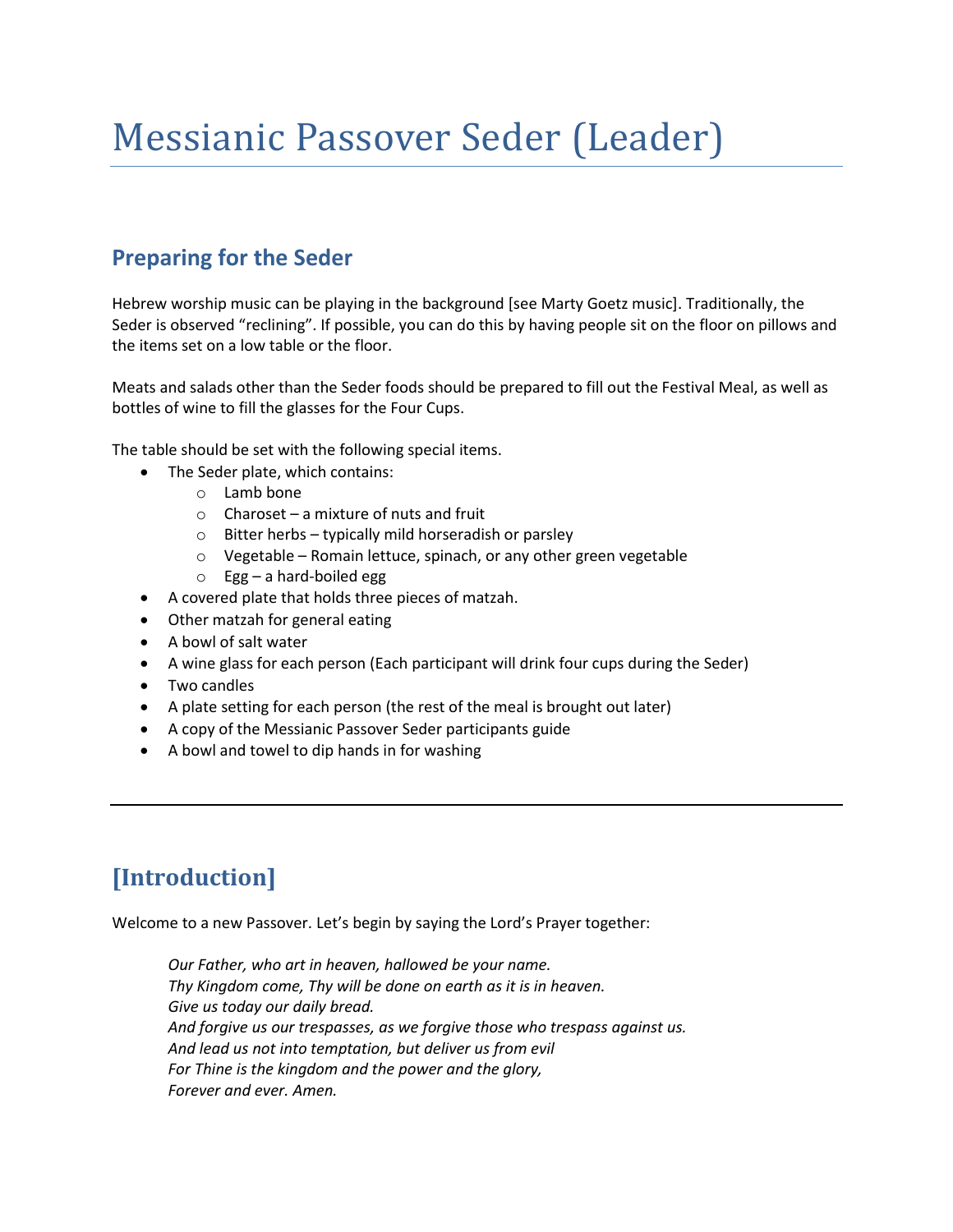# Messianic Passover Seder (Leader)

## Preparing for the Seder

Hebrew worship music can be playing in the background [see Marty Goetz music]. Traditionally, the Seder is observed "reclining". If possible, you can do this by having people sit on the floor on pillows and the items set on a low table or the floor.

Meats and salads other than the Seder foods should be prepared to fill out the Festival Meal, as well as bottles of wine to fill the glasses for the Four Cups.

The table should be set with the following special items.

- The Seder plate, which contains:
    - Lamb bone
    - Charoset – a mixture of nuts and fruit
    - Bitter herbs – typically mild horseradish or parsley
    - Vegetable – Romain lettuce, spinach, or any other green vegetable
    - Egg – a hard-boiled egg
- A covered plate that holds three pieces of matzah.
- Other matzah for general eating
- A bowl of salt water
- A wine glass for each person (Each participant will drink four cups during the Seder)
- Two candles
- A plate setting for each person (the rest of the meal is brought out later)
- A copy of the Messianic Passover Seder participants guide
- A bowl and towel to dip hands in for washing

---

## [Introduction]

Welcome to a new Passover. Let's begin by saying the Lord's Prayer together:

> *Our Father, who art in heaven, hallowed be your name.*
> *Thy Kingdom come, Thy will be done on earth as it is in heaven.*
> *Give us today our daily bread.*
> *And forgive us our trespasses, as we forgive those who trespass against us.*
> *And lead us not into temptation, but deliver us from evil*
> *For Thine is the kingdom and the power and the glory,*
> *Forever and ever. Amen.*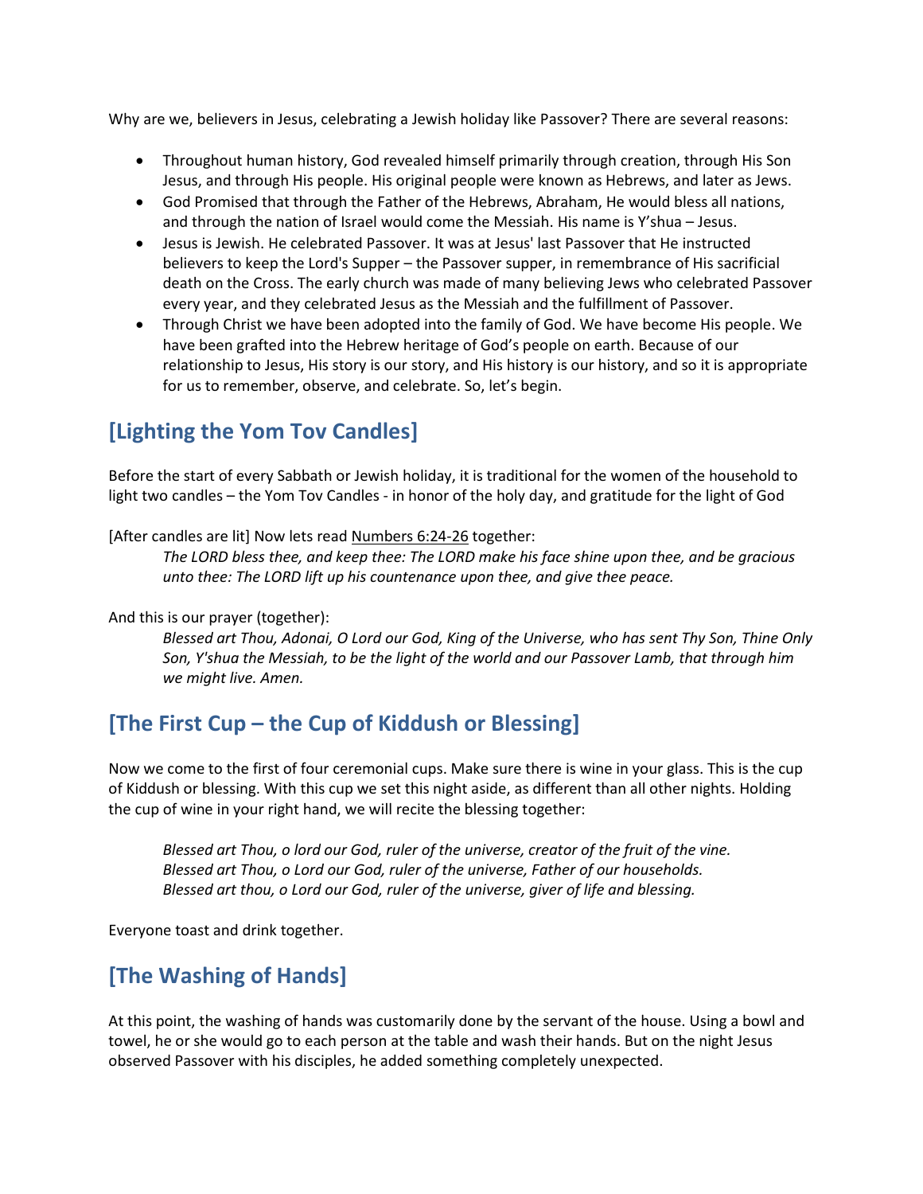Why are we, believers in Jesus, celebrating a Jewish holiday like Passover? There are several reasons:

- Throughout human history, God revealed himself primarily through creation, through His Son Jesus, and through His people. His original people were known as Hebrews, and later as Jews.
- God Promised that through the Father of the Hebrews, Abraham, He would bless all nations, and through the nation of Israel would come the Messiah. His name is Y'shua – Jesus.
- Jesus is Jewish. He celebrated Passover. It was at Jesus' last Passover that He instructed believers to keep the Lord's Supper – the Passover supper, in remembrance of His sacrificial death on the Cross. The early church was made of many believing Jews who celebrated Passover every year, and they celebrated Jesus as the Messiah and the fulfillment of Passover.
- Through Christ we have been adopted into the family of God. We have become His people. We have been grafted into the Hebrew heritage of God's people on earth. Because of our relationship to Jesus, His story is our story, and His history is our history, and so it is appropriate for us to remember, observe, and celebrate. So, let's begin.

## [Lighting the Yom Tov Candles]

Before the start of every Sabbath or Jewish holiday, it is traditional for the women of the household to light two candles – the Yom Tov Candles - in honor of the holy day, and gratitude for the light of God

[After candles are lit] Now lets read Numbers 6:24-26 together:

> *The LORD bless thee, and keep thee: The LORD make his face shine upon thee, and be gracious unto thee: The LORD lift up his countenance upon thee, and give thee peace.*

And this is our prayer (together):

> *Blessed art Thou, Adonai, O Lord our God, King of the Universe, who has sent Thy Son, Thine Only Son, Y'shua the Messiah, to be the light of the world and our Passover Lamb, that through him we might live. Amen.*

## [The First Cup – the Cup of Kiddush or Blessing]

Now we come to the first of four ceremonial cups. Make sure there is wine in your glass. This is the cup of Kiddush or blessing. With this cup we set this night aside, as different than all other nights. Holding the cup of wine in your right hand, we will recite the blessing together:

> *Blessed art Thou, o lord our God, ruler of the universe, creator of the fruit of the vine.*
> *Blessed art Thou, o Lord our God, ruler of the universe, Father of our households.*
> *Blessed art thou, o Lord our God, ruler of the universe, giver of life and blessing.*

Everyone toast and drink together.

## [The Washing of Hands]

At this point, the washing of hands was customarily done by the servant of the house. Using a bowl and towel, he or she would go to each person at the table and wash their hands. But on the night Jesus observed Passover with his disciples, he added something completely unexpected.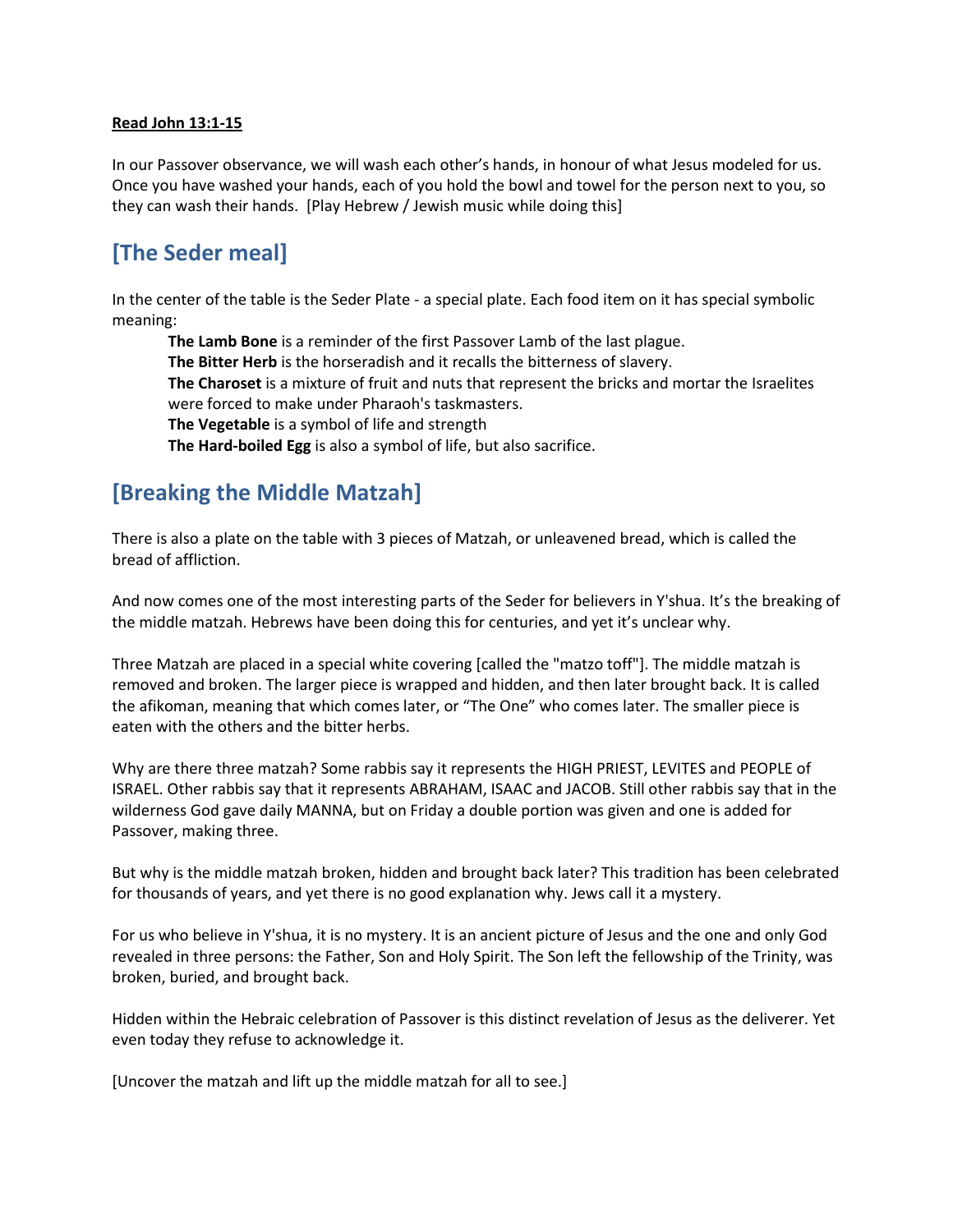**Read John 13:1-15**

In our Passover observance, we will wash each other's hands, in honour of what Jesus modeled for us. Once you have washed your hands, each of you hold the bowl and towel for the person next to you, so they can wash their hands. [Play Hebrew / Jewish music while doing this]

## [The Seder meal]

In the center of the table is the Seder Plate - a special plate. Each food item on it has special symbolic meaning:

> **The Lamb Bone** is a reminder of the first Passover Lamb of the last plague.
> **The Bitter Herb** is the horseradish and it recalls the bitterness of slavery.
> **The Charoset** is a mixture of fruit and nuts that represent the bricks and mortar the Israelites were forced to make under Pharaoh's taskmasters.
> **The Vegetable** is a symbol of life and strength
> **The Hard-boiled Egg** is also a symbol of life, but also sacrifice.

## [Breaking the Middle Matzah]

There is also a plate on the table with 3 pieces of Matzah, or unleavened bread, which is called the bread of affliction.

And now comes one of the most interesting parts of the Seder for believers in Y'shua. It's the breaking of the middle matzah. Hebrews have been doing this for centuries, and yet it's unclear why.

Three Matzah are placed in a special white covering [called the "matzo toff"]. The middle matzah is removed and broken. The larger piece is wrapped and hidden, and then later brought back. It is called the afikoman, meaning that which comes later, or "The One" who comes later. The smaller piece is eaten with the others and the bitter herbs.

Why are there three matzah? Some rabbis say it represents the HIGH PRIEST, LEVITES and PEOPLE of ISRAEL. Other rabbis say that it represents ABRAHAM, ISAAC and JACOB. Still other rabbis say that in the wilderness God gave daily MANNA, but on Friday a double portion was given and one is added for Passover, making three.

But why is the middle matzah broken, hidden and brought back later? This tradition has been celebrated for thousands of years, and yet there is no good explanation why. Jews call it a mystery.

For us who believe in Y'shua, it is no mystery. It is an ancient picture of Jesus and the one and only God revealed in three persons: the Father, Son and Holy Spirit. The Son left the fellowship of the Trinity, was broken, buried, and brought back.

Hidden within the Hebraic celebration of Passover is this distinct revelation of Jesus as the deliverer. Yet even today they refuse to acknowledge it.

[Uncover the matzah and lift up the middle matzah for all to see.]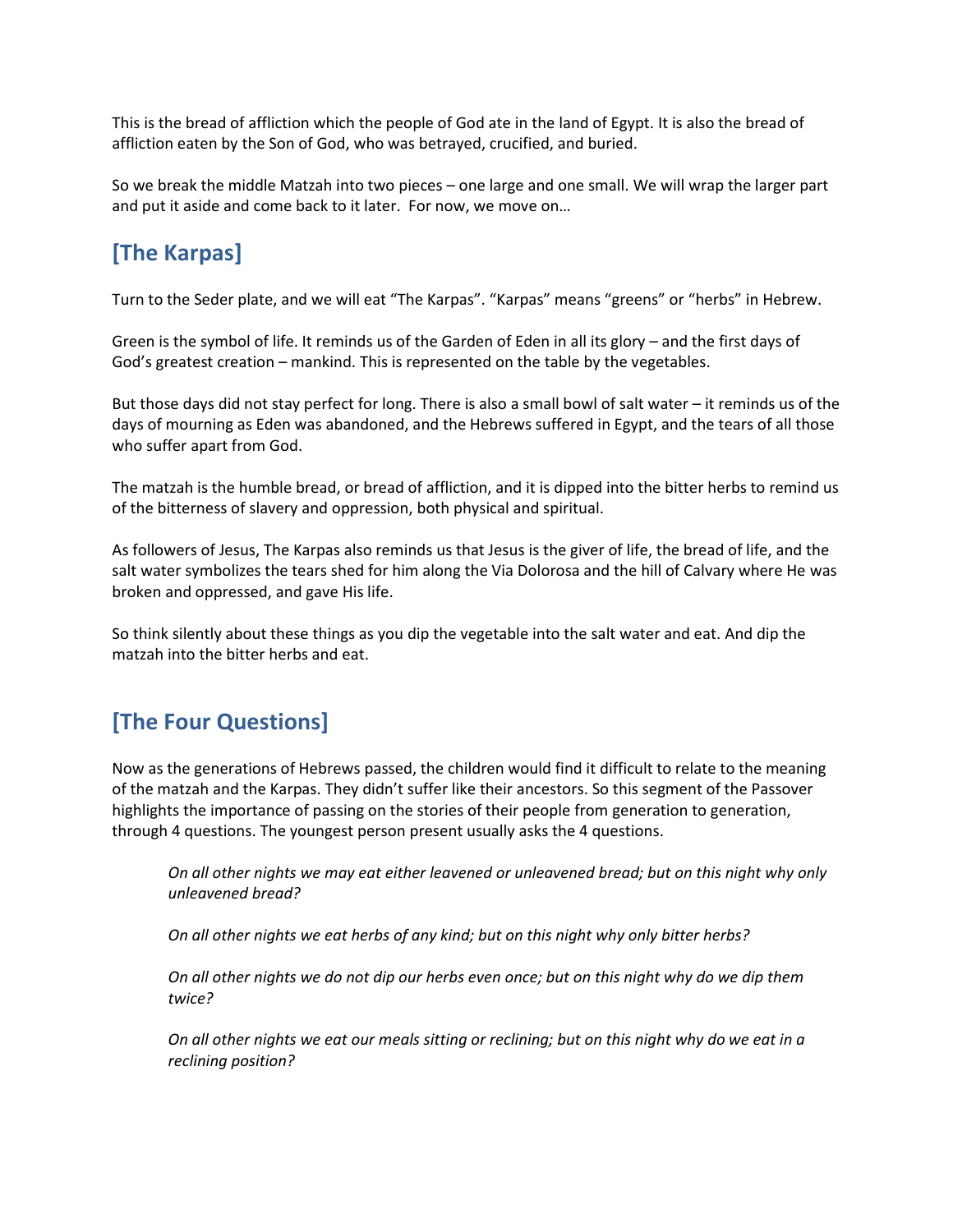This is the bread of affliction which the people of God ate in the land of Egypt. It is also the bread of affliction eaten by the Son of God, who was betrayed, crucified, and buried.

So we break the middle Matzah into two pieces – one large and one small. We will wrap the larger part and put it aside and come back to it later. For now, we move on…

## [The Karpas]

Turn to the Seder plate, and we will eat "The Karpas". "Karpas" means "greens" or "herbs" in Hebrew.

Green is the symbol of life. It reminds us of the Garden of Eden in all its glory – and the first days of God's greatest creation – mankind. This is represented on the table by the vegetables.

But those days did not stay perfect for long. There is also a small bowl of salt water – it reminds us of the days of mourning as Eden was abandoned, and the Hebrews suffered in Egypt, and the tears of all those who suffer apart from God.

The matzah is the humble bread, or bread of affliction, and it is dipped into the bitter herbs to remind us of the bitterness of slavery and oppression, both physical and spiritual.

As followers of Jesus, The Karpas also reminds us that Jesus is the giver of life, the bread of life, and the salt water symbolizes the tears shed for him along the Via Dolorosa and the hill of Calvary where He was broken and oppressed, and gave His life.

So think silently about these things as you dip the vegetable into the salt water and eat. And dip the matzah into the bitter herbs and eat.

## [The Four Questions]

Now as the generations of Hebrews passed, the children would find it difficult to relate to the meaning of the matzah and the Karpas. They didn't suffer like their ancestors. So this segment of the Passover highlights the importance of passing on the stories of their people from generation to generation, through 4 questions. The youngest person present usually asks the 4 questions.

> *On all other nights we may eat either leavened or unleavened bread; but on this night why only unleavened bread?*
>
> *On all other nights we eat herbs of any kind; but on this night why only bitter herbs?*
>
> *On all other nights we do not dip our herbs even once; but on this night why do we dip them twice?*
>
> *On all other nights we eat our meals sitting or reclining; but on this night why do we eat in a reclining position?*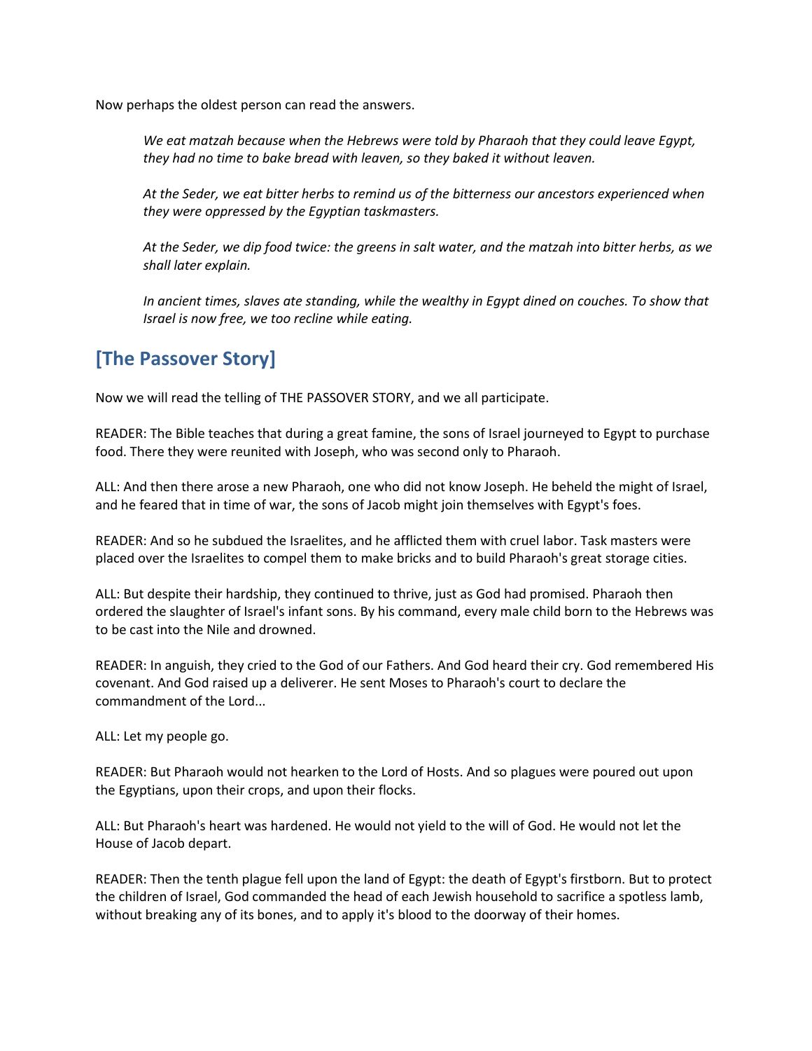Now perhaps the oldest person can read the answers.

> *We eat matzah because when the Hebrews were told by Pharaoh that they could leave Egypt, they had no time to bake bread with leaven, so they baked it without leaven.*
>
> *At the Seder, we eat bitter herbs to remind us of the bitterness our ancestors experienced when they were oppressed by the Egyptian taskmasters.*
>
> *At the Seder, we dip food twice: the greens in salt water, and the matzah into bitter herbs, as we shall later explain.*
>
> *In ancient times, slaves ate standing, while the wealthy in Egypt dined on couches. To show that Israel is now free, we too recline while eating.*

## [The Passover Story]

Now we will read the telling of THE PASSOVER STORY, and we all participate.

READER: The Bible teaches that during a great famine, the sons of Israel journeyed to Egypt to purchase food. There they were reunited with Joseph, who was second only to Pharaoh.

ALL: And then there arose a new Pharaoh, one who did not know Joseph. He beheld the might of Israel, and he feared that in time of war, the sons of Jacob might join themselves with Egypt's foes.

READER: And so he subdued the Israelites, and he afflicted them with cruel labor. Task masters were placed over the Israelites to compel them to make bricks and to build Pharaoh's great storage cities.

ALL: But despite their hardship, they continued to thrive, just as God had promised. Pharaoh then ordered the slaughter of Israel's infant sons. By his command, every male child born to the Hebrews was to be cast into the Nile and drowned.

READER: In anguish, they cried to the God of our Fathers. And God heard their cry. God remembered His covenant. And God raised up a deliverer. He sent Moses to Pharaoh's court to declare the commandment of the Lord...

ALL: Let my people go.

READER: But Pharaoh would not hearken to the Lord of Hosts. And so plagues were poured out upon the Egyptians, upon their crops, and upon their flocks.

ALL: But Pharaoh's heart was hardened. He would not yield to the will of God. He would not let the House of Jacob depart.

READER: Then the tenth plague fell upon the land of Egypt: the death of Egypt's firstborn. But to protect the children of Israel, God commanded the head of each Jewish household to sacrifice a spotless lamb, without breaking any of its bones, and to apply it's blood to the doorway of their homes.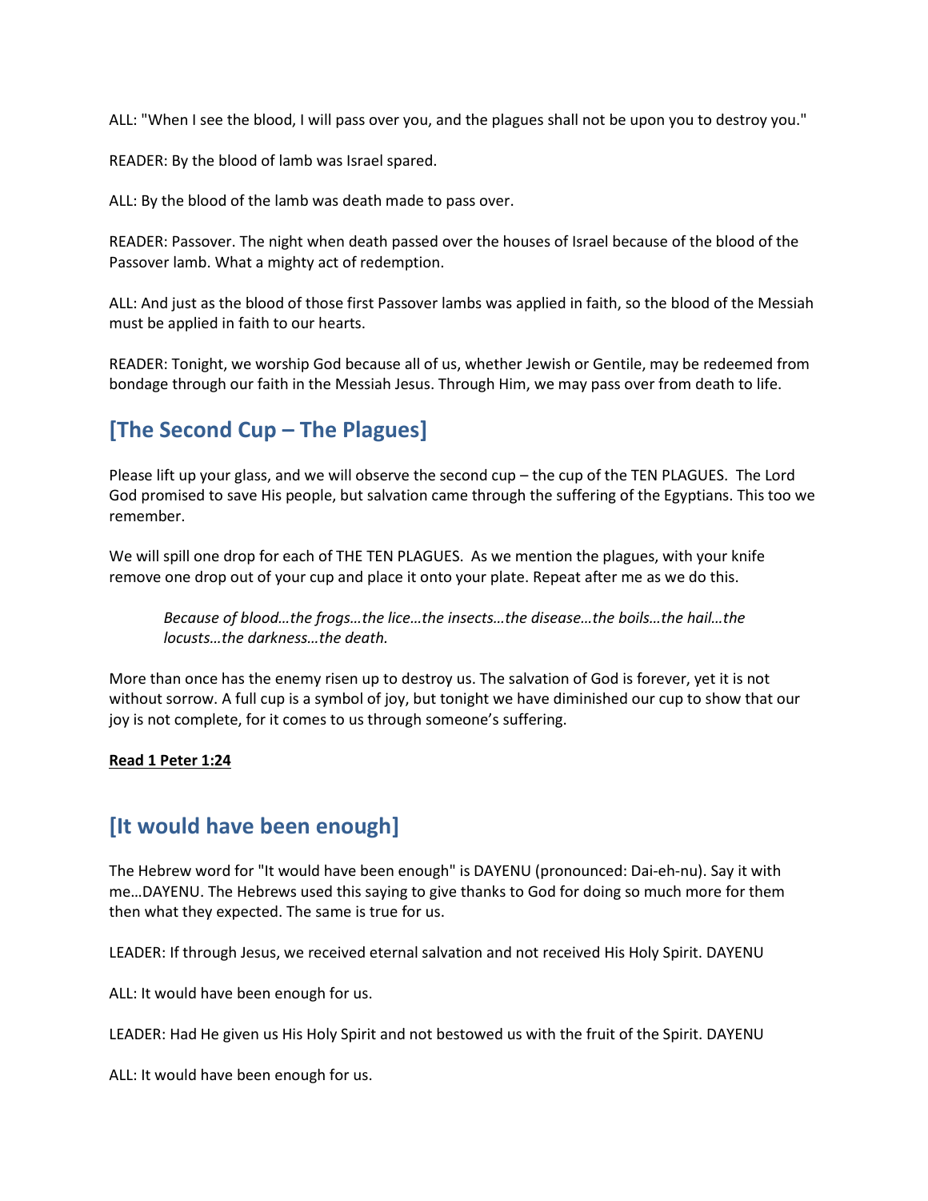ALL: "When I see the blood, I will pass over you, and the plagues shall not be upon you to destroy you."

READER: By the blood of lamb was Israel spared.

ALL: By the blood of the lamb was death made to pass over.

READER: Passover. The night when death passed over the houses of Israel because of the blood of the Passover lamb. What a mighty act of redemption.

ALL: And just as the blood of those first Passover lambs was applied in faith, so the blood of the Messiah must be applied in faith to our hearts.

READER: Tonight, we worship God because all of us, whether Jewish or Gentile, may be redeemed from bondage through our faith in the Messiah Jesus. Through Him, we may pass over from death to life.

## [The Second Cup – The Plagues]

Please lift up your glass, and we will observe the second cup – the cup of the TEN PLAGUES. The Lord God promised to save His people, but salvation came through the suffering of the Egyptians. This too we remember.

We will spill one drop for each of THE TEN PLAGUES. As we mention the plagues, with your knife remove one drop out of your cup and place it onto your plate. Repeat after me as we do this.

> *Because of blood…the frogs…the lice…the insects…the disease…the boils…the hail…the locusts…the darkness…the death.*

More than once has the enemy risen up to destroy us. The salvation of God is forever, yet it is not without sorrow. A full cup is a symbol of joy, but tonight we have diminished our cup to show that our joy is not complete, for it comes to us through someone's suffering.

**Read 1 Peter 1:24**

## [It would have been enough]

The Hebrew word for "It would have been enough" is DAYENU (pronounced: Dai-eh-nu). Say it with me…DAYENU. The Hebrews used this saying to give thanks to God for doing so much more for them then what they expected. The same is true for us.

LEADER: If through Jesus, we received eternal salvation and not received His Holy Spirit. DAYENU

ALL: It would have been enough for us.

LEADER: Had He given us His Holy Spirit and not bestowed us with the fruit of the Spirit. DAYENU

ALL: It would have been enough for us.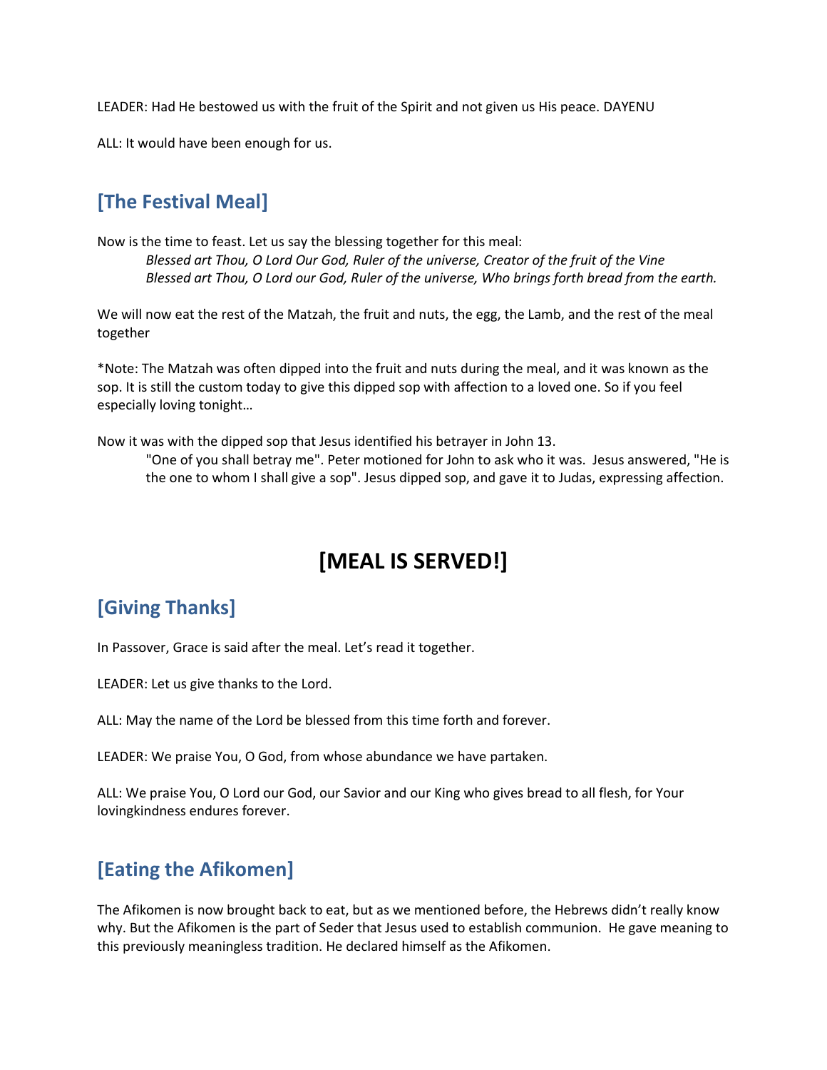LEADER: Had He bestowed us with the fruit of the Spirit and not given us His peace. DAYENU

ALL: It would have been enough for us.

## [The Festival Meal]

Now is the time to feast. Let us say the blessing together for this meal:

> *Blessed art Thou, O Lord Our God, Ruler of the universe, Creator of the fruit of the Vine*
> *Blessed art Thou, O Lord our God, Ruler of the universe, Who brings forth bread from the earth.*

We will now eat the rest of the Matzah, the fruit and nuts, the egg, the Lamb, and the rest of the meal together

*Note: The Matzah was often dipped into the fruit and nuts during the meal, and it was known as the sop. It is still the custom today to give this dipped sop with affection to a loved one. So if you feel especially loving tonight…

Now it was with the dipped sop that Jesus identified his betrayer in John 13.

> "One of you shall betray me". Peter motioned for John to ask who it was. Jesus answered, "He is the one to whom I shall give a sop". Jesus dipped sop, and gave it to Judas, expressing affection.

# [MEAL IS SERVED!]

## [Giving Thanks]

In Passover, Grace is said after the meal. Let's read it together.

LEADER: Let us give thanks to the Lord.

ALL: May the name of the Lord be blessed from this time forth and forever.

LEADER: We praise You, O God, from whose abundance we have partaken.

ALL: We praise You, O Lord our God, our Savior and our King who gives bread to all flesh, for Your lovingkindness endures forever.

## [Eating the Afikomen]

The Afikomen is now brought back to eat, but as we mentioned before, the Hebrews didn't really know why. But the Afikomen is the part of Seder that Jesus used to establish communion. He gave meaning to this previously meaningless tradition. He declared himself as the Afikomen.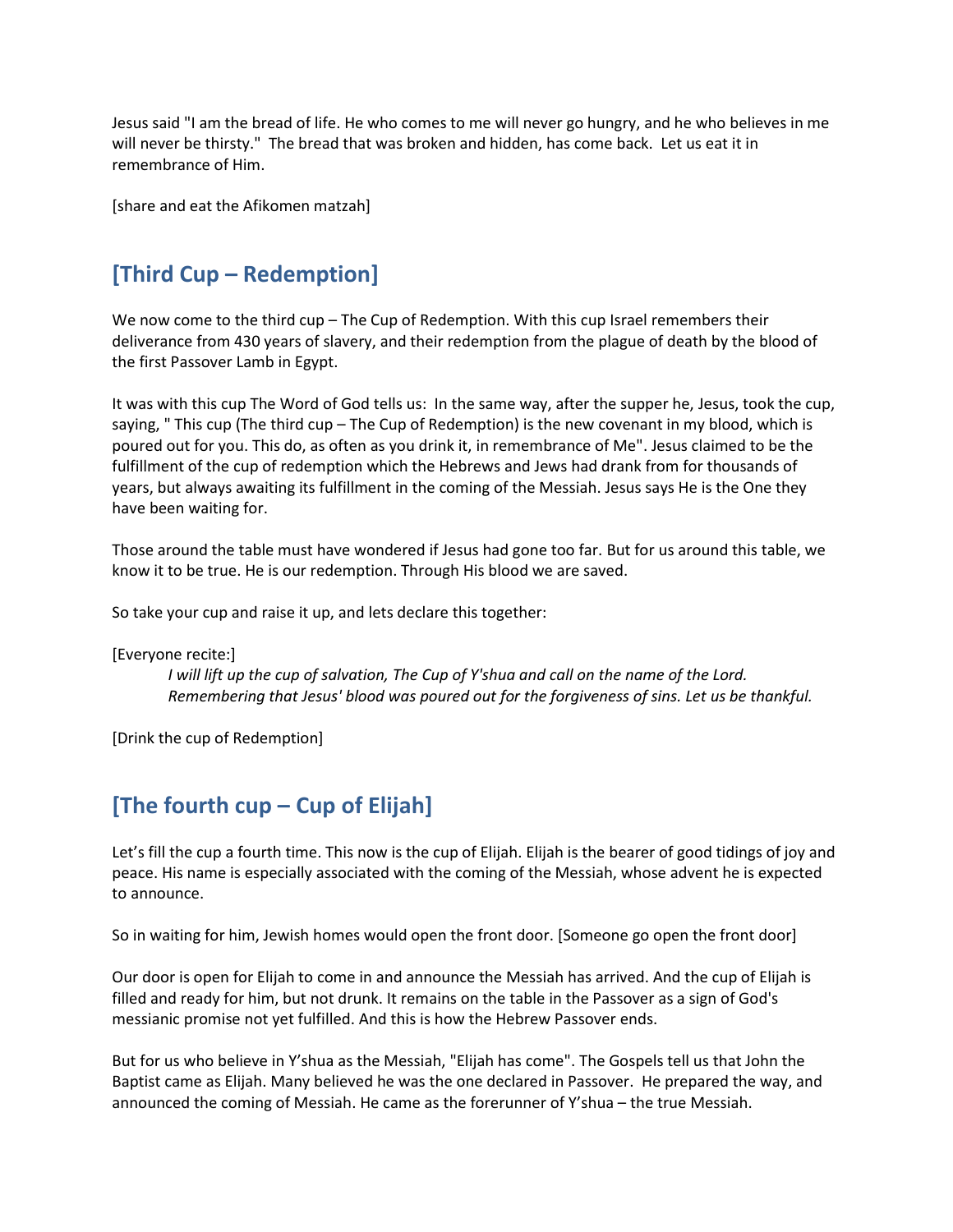Jesus said "I am the bread of life. He who comes to me will never go hungry, and he who believes in me will never be thirsty." The bread that was broken and hidden, has come back. Let us eat it in remembrance of Him.

[share and eat the Afikomen matzah]

## [Third Cup – Redemption]

We now come to the third cup – The Cup of Redemption. With this cup Israel remembers their deliverance from 430 years of slavery, and their redemption from the plague of death by the blood of the first Passover Lamb in Egypt.

It was with this cup The Word of God tells us: In the same way, after the supper he, Jesus, took the cup, saying, " This cup (The third cup – The Cup of Redemption) is the new covenant in my blood, which is poured out for you. This do, as often as you drink it, in remembrance of Me". Jesus claimed to be the fulfillment of the cup of redemption which the Hebrews and Jews had drank from for thousands of years, but always awaiting its fulfillment in the coming of the Messiah. Jesus says He is the One they have been waiting for.

Those around the table must have wondered if Jesus had gone too far. But for us around this table, we know it to be true. He is our redemption. Through His blood we are saved.

So take your cup and raise it up, and lets declare this together:

[Everyone recite:]

> *I will lift up the cup of salvation, The Cup of Y'shua and call on the name of the Lord. Remembering that Jesus' blood was poured out for the forgiveness of sins. Let us be thankful.*

[Drink the cup of Redemption]

## [The fourth cup – Cup of Elijah]

Let's fill the cup a fourth time. This now is the cup of Elijah. Elijah is the bearer of good tidings of joy and peace. His name is especially associated with the coming of the Messiah, whose advent he is expected to announce.

So in waiting for him, Jewish homes would open the front door. [Someone go open the front door]

Our door is open for Elijah to come in and announce the Messiah has arrived. And the cup of Elijah is filled and ready for him, but not drunk. It remains on the table in the Passover as a sign of God's messianic promise not yet fulfilled. And this is how the Hebrew Passover ends.

But for us who believe in Y'shua as the Messiah, "Elijah has come". The Gospels tell us that John the Baptist came as Elijah. Many believed he was the one declared in Passover. He prepared the way, and announced the coming of Messiah. He came as the forerunner of Y'shua – the true Messiah.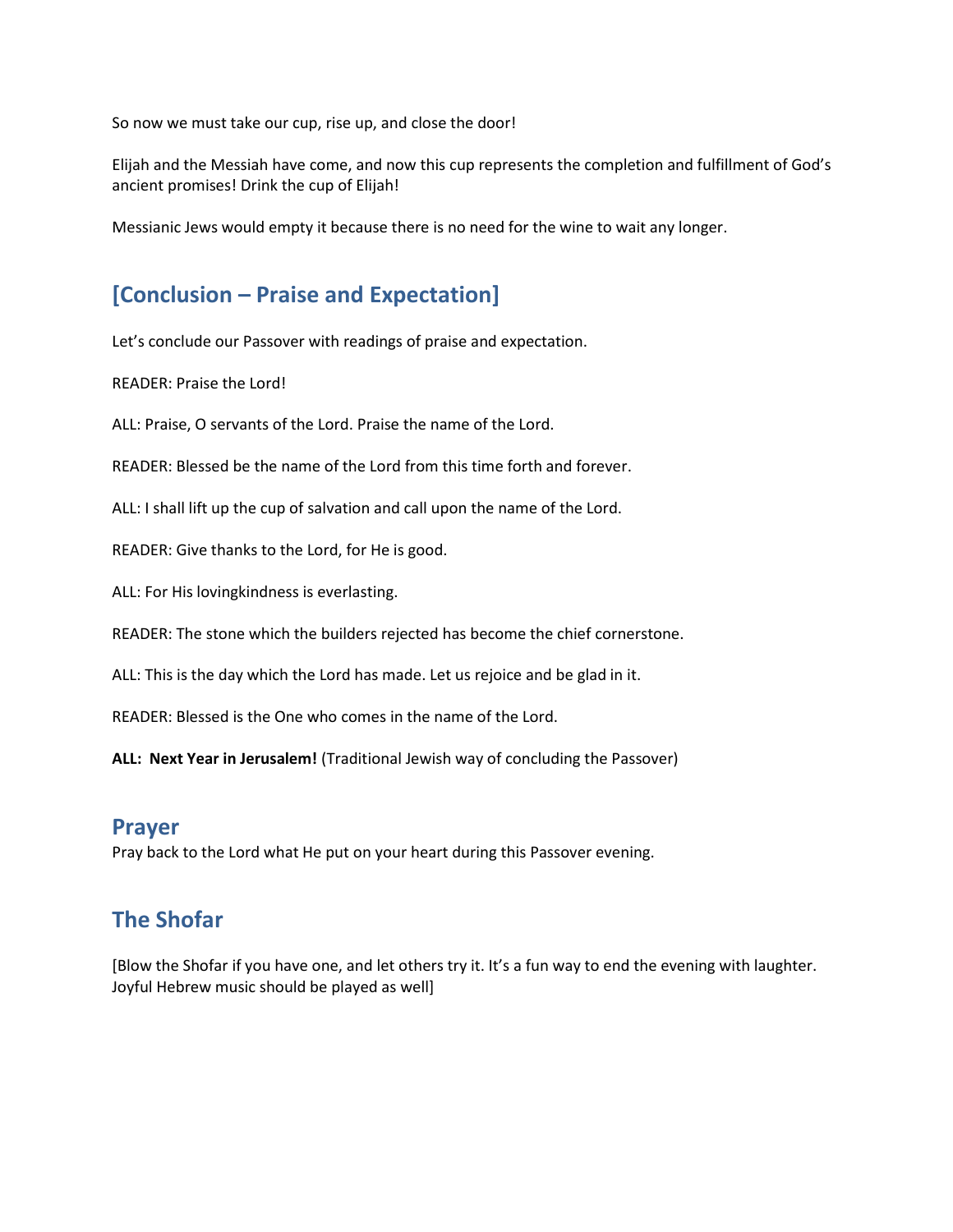So now we must take our cup, rise up, and close the door!

Elijah and the Messiah have come, and now this cup represents the completion and fulfillment of God's ancient promises! Drink the cup of Elijah!

Messianic Jews would empty it because there is no need for the wine to wait any longer.

## [Conclusion – Praise and Expectation]

Let's conclude our Passover with readings of praise and expectation.

READER: Praise the Lord!

ALL: Praise, O servants of the Lord. Praise the name of the Lord.

READER: Blessed be the name of the Lord from this time forth and forever.

ALL: I shall lift up the cup of salvation and call upon the name of the Lord.

READER: Give thanks to the Lord, for He is good.

ALL: For His lovingkindness is everlasting.

READER: The stone which the builders rejected has become the chief cornerstone.

ALL: This is the day which the Lord has made. Let us rejoice and be glad in it.

READER: Blessed is the One who comes in the name of the Lord.

**ALL: Next Year in Jerusalem!** (Traditional Jewish way of concluding the Passover)

### Prayer

Pray back to the Lord what He put on your heart during this Passover evening.

### The Shofar

[Blow the Shofar if you have one, and let others try it. It's a fun way to end the evening with laughter. Joyful Hebrew music should be played as well]